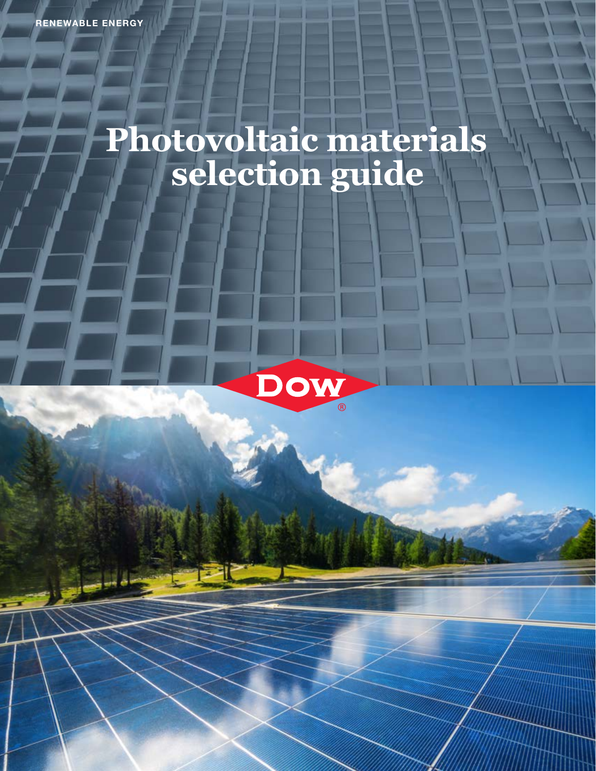RENEWABLE ENERGY

# Photovoltaic materials selection guide

Dow®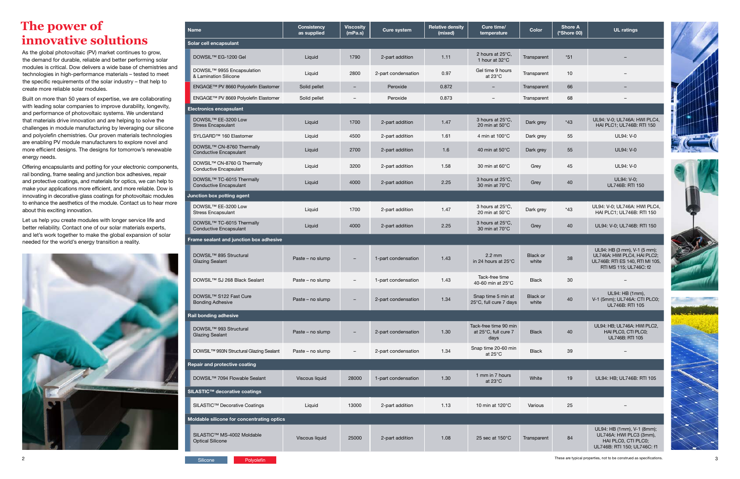# The power of innovative solutions

As the global photovoltaic (PV) market continues to grow, the demand for durable, reliable and better performing solar modules is critical. Dow delivers a wide base of chemistries and technologies in high-performance materials – tested to meet the specific requirements of the solar industry – that help to create more reliable solar modules.

Built on more than 50 years of expertise, we are collaborating with leading solar companies to improve durability, longevity, and performance of photovoltaic systems. We understand that materials drive innovation and are helping to solve the challenges in module manufacturing by leveraging our silicone and polyolefin chemistries. Our proven materials technologies are enabling PV module manufacturers to explore novel and more efficient designs. The designs for tomorrow's renewable energy needs.

Offering encapsulants and potting for your electronic components, rail bonding, frame sealing and junction box adhesives, repair and protective coatings, and materials for optics, we can help to make your applications more efficient, and more reliable. Dow is innovating in decorative glass coatings for photovoltaic modules to enhance the aesthetics of the module. Contact us to hear more about this exciting innovation.

Let us help you create modules with longer service life and better reliability. Contact one of our solar materials experts, and let's work together to make the global expansion of solar needed for the world's energy transition a reality.

| Name | Consistency as supplied | Viscosity (mPa.s) | Cure system | Relative density (mixed) | Cure time/ temperature | Color | Shore A (*Shore 00) | UL ratings |
|---|---|---|---|---|---|---|---|---|
| **Solar cell encapsulant** | | | | | | | | |
| DOWSIL™ EG-1200 Gel | Liquid | 1790 | 2-part addition | 1.11 | 2 hours at 25°C, 1 hour at 32°C | Transparent | *51 | – |
| DOWSIL™ 9955 Encapsulation & Lamination Silicone | Liquid | 2800 | 2-part condensation | 0.97 | Gel time 9 hours at 23°C | Transparent | 10 | – |
| ENGAGE™ PV 8660 Polyolefin Elastomer | Solid pellet | – | Peroxide | 0.872 | – | Transparent | 66 | – |
| ENGAGE™ PV 8669 Polyolefin Elastomer | Solid pellet | – | Peroxide | 0.873 | – | Transparent | 68 | – |
| **Electronics encapsulant** | | | | | | | | |
| DOWSIL™ EE-3200 Low Stress Encapsulant | Liquid | 1700 | 2-part addition | 1.47 | 3 hours at 25°C, 20 min at 50°C | Dark grey | *43 | UL94: V-0; UL746A: HWI PLC4, HAI PLC1; UL746B: RTI 150 |
| SYLGARD™ 160 Elastomer | Liquid | 4500 | 2-part addition | 1.61 | 4 min at 100°C | Dark grey | 55 | UL94: V-0 |
| DOWSIL™ CN-8760 Thermally Conductive Encapsulant | Liquid | 2700 | 2-part addition | 1.6 | 40 min at 50°C | Dark grey | 55 | UL94: V-0 |
| DOWSIL™ CN-8760 G Thermally Conductive Encapsulant | Liquid | 3200 | 2-part addition | 1.58 | 30 min at 60°C | Grey | 45 | UL94: V-0 |
| DOWSIL™ TC-6015 Thermally Conductive Encapsulant | Liquid | 4000 | 2-part addition | 2.25 | 3 hours at 25°C, 30 min at 70°C | Grey | 40 | UL94: V-0; UL746B: RTI 150 |
| **Junction box potting agent** | | | | | | | | |
| DOWSIL™ EE-3200 Low Stress Encapsulant | Liquid | 1700 | 2-part addition | 1.47 | 3 hours at 25°C, 20 min at 50°C | Dark grey | *43 | UL94: V-0; UL746A: HWI PLC4, HAI PLC1; UL746B: RTI 150 |
| DOWSIL™ TC-6015 Thermally Conductive Encapsulant | Liquid | 4000 | 2-part addition | 2.25 | 3 hours at 25°C, 30 min at 70°C | Grey | 40 | UL94: V-0; UL746B: RTI 150 |
| **Frame sealant and junction box adhesive** | | | | | | | | |
| DOWSIL™ 895 Structural Glazing Sealant | Paste – no slump | – | 1-part condensation | 1.43 | 2.2 mm in 24 hours at 25°C | Black or white | 38 | UL94: HB (3 mm), V-1 (5 mm); UL746A: HWI PLC4, HAI PLC2; UL746B: RTI ES 140, RTI MI 105, RTI MS 115; UL746C: f2 |
| DOWSIL™ SJ 268 Black Sealant | Paste – no slump | – | 1-part condensation | 1.43 | Tack-free time 40-60 min at 25°C | Black | 30 | – |
| DOWSIL™ S122 Fast Cure Bonding Adhesive | Paste – no slump | – | 2-part condensation | 1.34 | Snap time 5 min at 25°C, full cure 7 days | Black or white | 40 | UL94: HB (1mm), V-1 (5mm); UL746A: CTI PLC0; UL746B: RTI 105 |
| **Rail bonding adhesive** | | | | | | | | |
| DOWSIL™ 993 Structural Glazing Sealant | Paste – no slump | – | 2-part condensation | 1.30 | Tack-free time 90 min at 25°C, full cure 7 days | Black | 40 | UL94: HB; UL746A: HWI PLC2, HAI PLC0, CTI PLC0; UL746B: RTI 105 |
| DOWSIL™ 993N Structural Glazing Sealant | Paste – no slump | – | 2-part condensation | 1.34 | Snap time 20-60 min at 25°C | Black | 39 | – |
| **Repair and protective coating** | | | | | | | | |
| DOWSIL™ 7094 Flowable Sealant | Viscous liquid | 28000 | 1-part condensation | 1.30 | 1 mm in 7 hours at 23°C | White | 19 | UL94: HB; UL746B: RTI 105 |
| **SILASTIC™ decorative coatings** | | | | | | | | |
| SILASTIC™ Decorative Coatings | Liquid | 13000 | 2-part addition | 1.13 | 10 min at 120°C | Various | 25 | – |
| **Moldable silicone for concentrating optics** | | | | | | | | |
| SILASTIC™ MS-4002 Moldable Optical Silicone | Viscous liquid | 25000 | 2-part addition | 1.08 | 25 sec at 150°C | Transparent | 84 | UL94: HB (1mm), V-1 (8mm); UL746A: HWI PLC3 (3mm), HAI PLC0, CTI PLC0; UL746B: RTI 150; UL746C: f1 |

Silicone | Polyolefin

These are typical properties, not to be construed as specifications.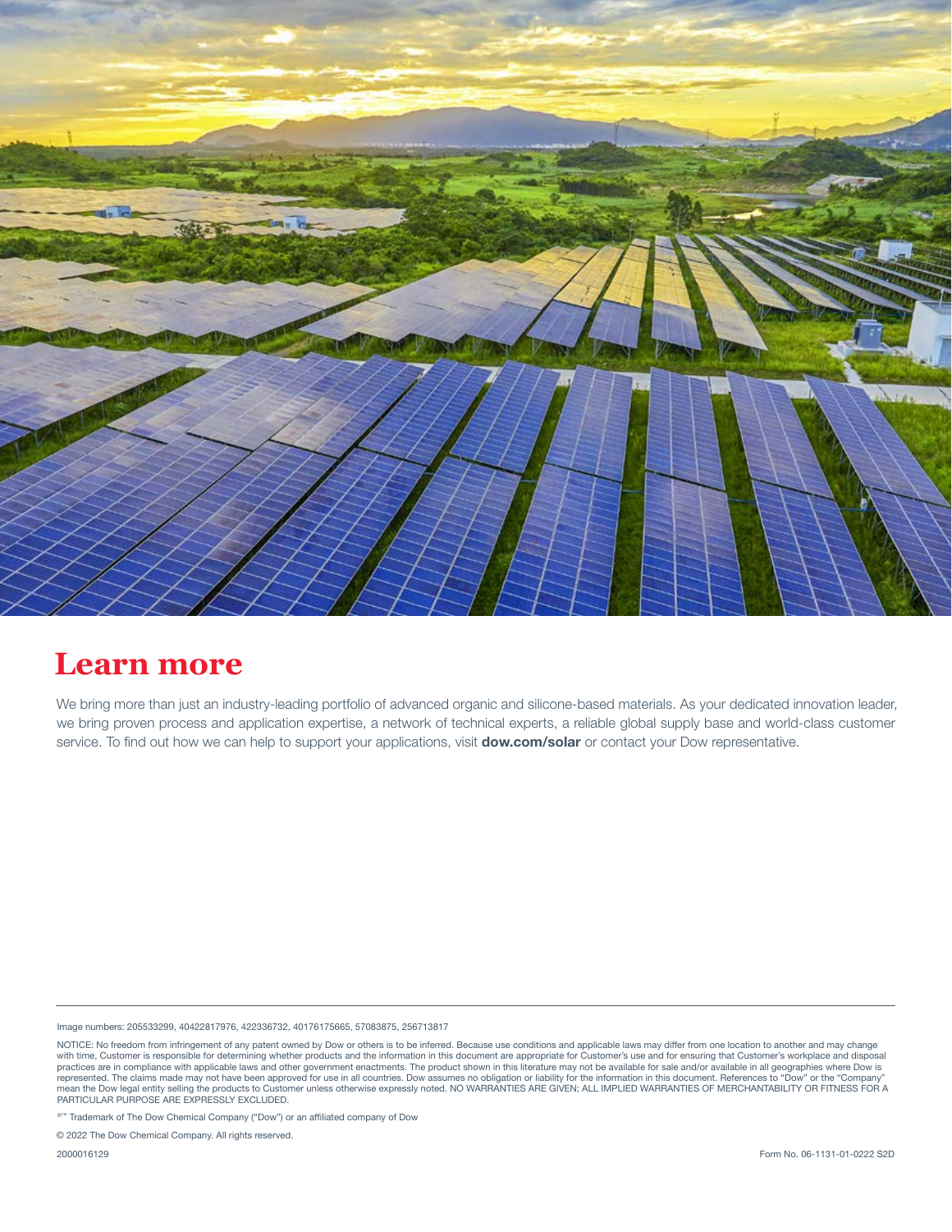# Learn more

We bring more than just an industry-leading portfolio of advanced organic and silicone-based materials. As your dedicated innovation leader, we bring proven process and application expertise, a network of technical experts, a reliable global supply base and world-class customer service. To find out how we can help to support your applications, visit **dow.com/solar** or contact your Dow representative.

Image numbers: 205533299, 40422817976, 422336732, 40176175665, 57083875, 256713817

NOTICE: No freedom from infringement of any patent owned by Dow or others is to be inferred. Because use conditions and applicable laws may differ from one location to another and may change with time, Customer is responsible for determining whether products and the information in this document are appropriate for Customer's use and for ensuring that Customer's workplace and disposal practices are in compliance with applicable laws and other government enactments. The product shown in this literature may not be available for sale and/or available in all geographies where Dow is represented. The claims made may not have been approved for use in all countries. Dow assumes no obligation or liability for the information in this document. References to "Dow" or the "Company" mean the Dow legal entity selling the products to Customer unless otherwise expressly noted. NO WARRANTIES ARE GIVEN; ALL IMPLIED WARRANTIES OF MERCHANTABILITY OR FITNESS FOR A PARTICULAR PURPOSE ARE EXPRESSLY EXCLUDED.

®™ Trademark of The Dow Chemical Company ("Dow") or an affiliated company of Dow

© 2022 The Dow Chemical Company. All rights reserved.

2000016129

Form No. 06-1131-01-0222 S2D